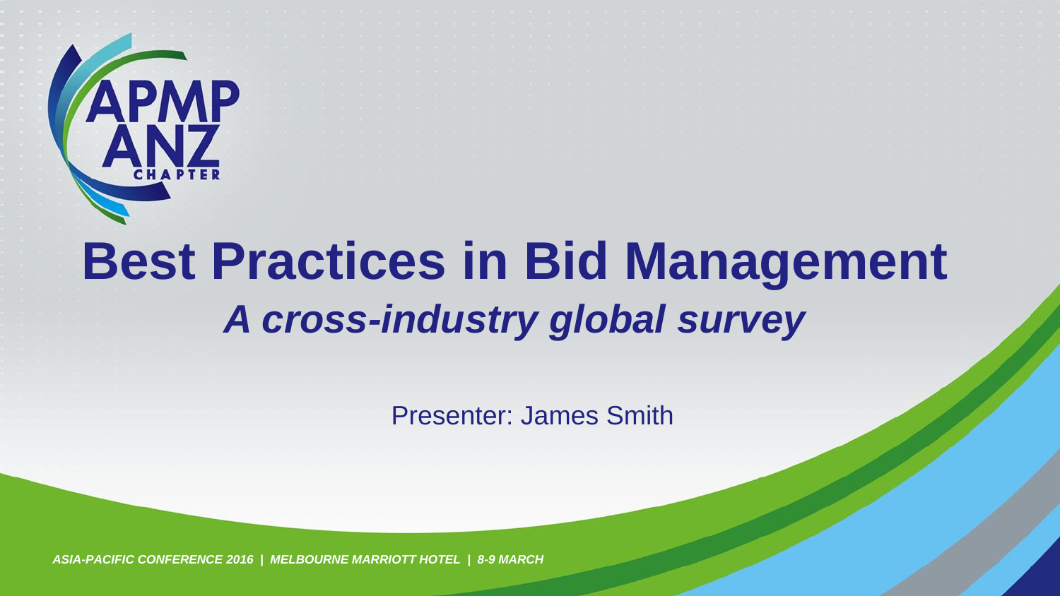APMP ANZ CHAPTER

# Best Practices in Bid Management

## *A cross-industry global survey*

Presenter: James Smith

*ASIA-PACIFIC CONFERENCE 2016 | MELBOURNE MARRIOTT HOTEL | 8-9 MARCH*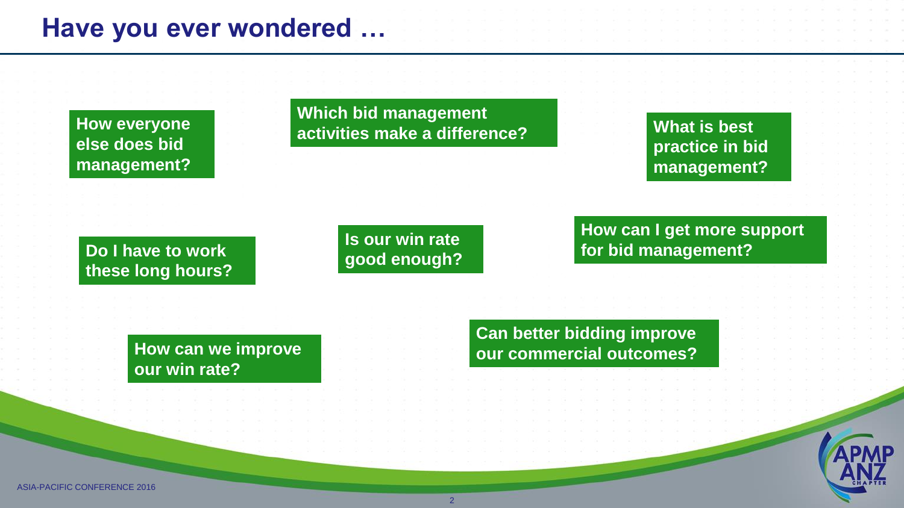# Have you ever wondered …

- How everyone else does bid management?
- Which bid management activities make a difference?
- What is best practice in bid management?
- Do I have to work these long hours?
- Is our win rate good enough?
- How can I get more support for bid management?
- How can we improve our win rate?
- Can better bidding improve our commercial outcomes?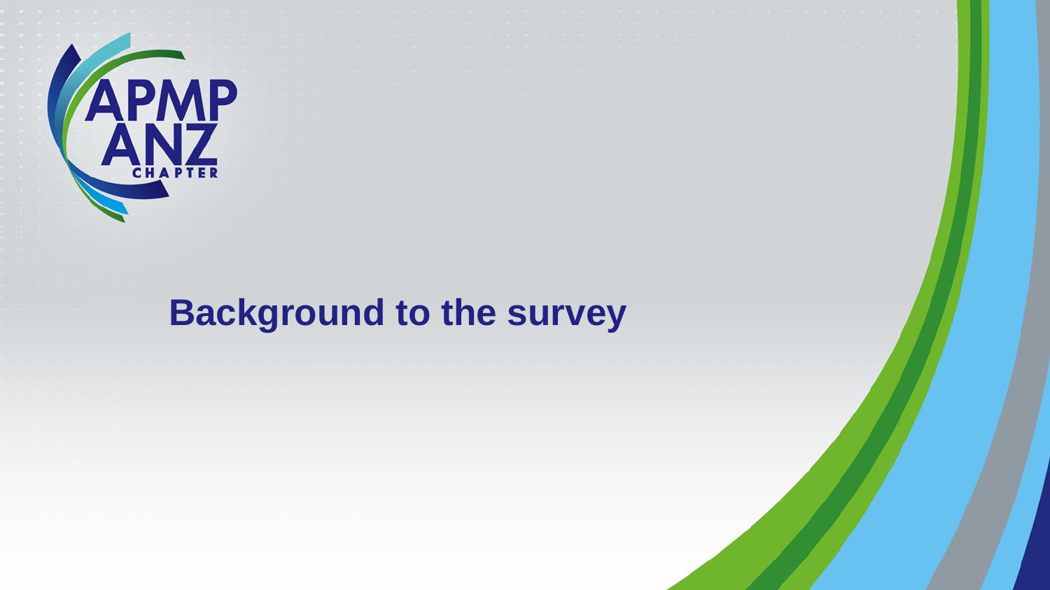# Background to the survey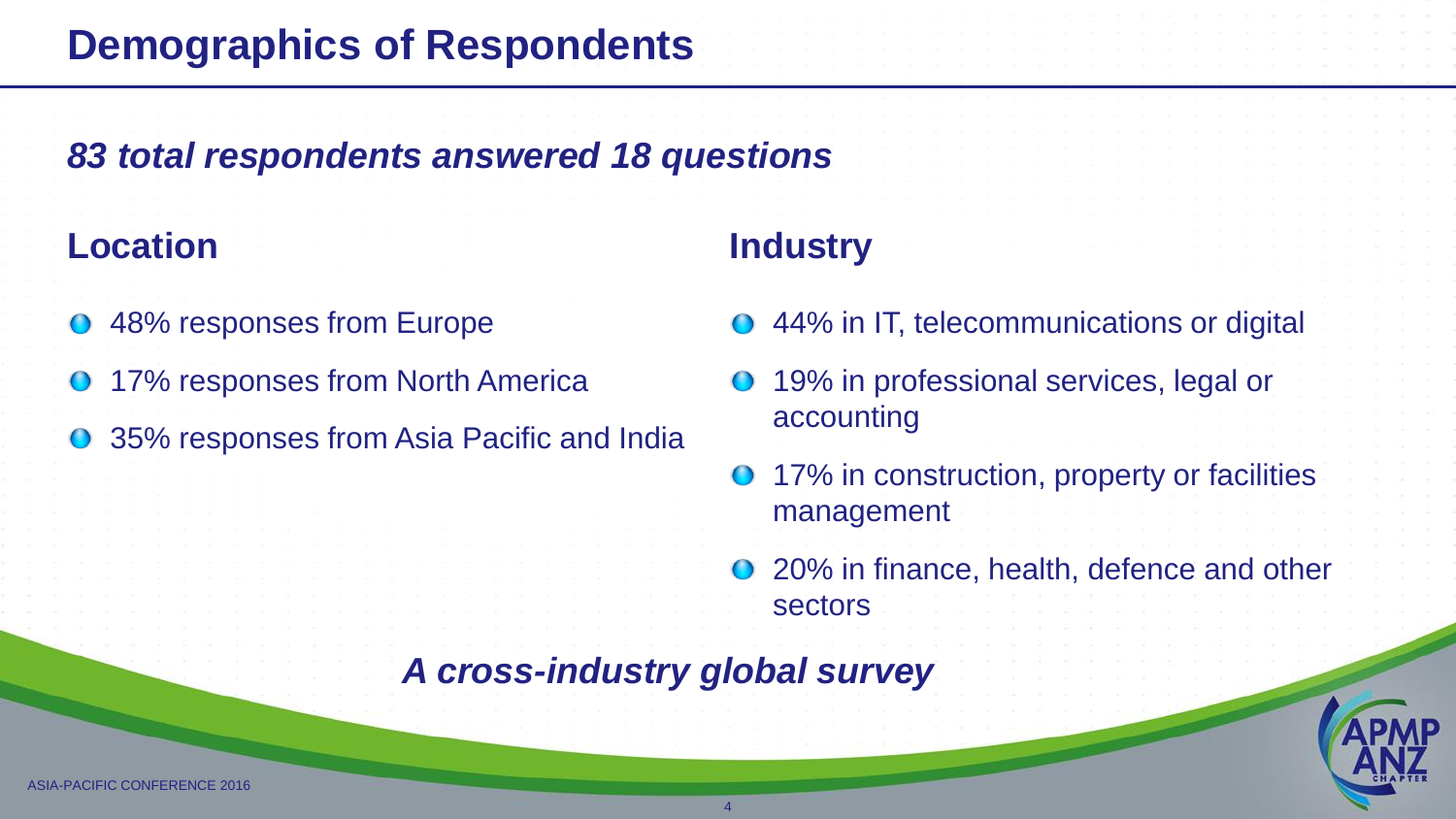# Demographics of Respondents

***83 total respondents answered 18 questions***

## Location

- 48% responses from Europe
- 17% responses from North America
- 35% responses from Asia Pacific and India

## Industry

- 44% in IT, telecommunications or digital
- 19% in professional services, legal or accounting
- 17% in construction, property or facilities management
- 20% in finance, health, defence and other sectors

***A cross-industry global survey***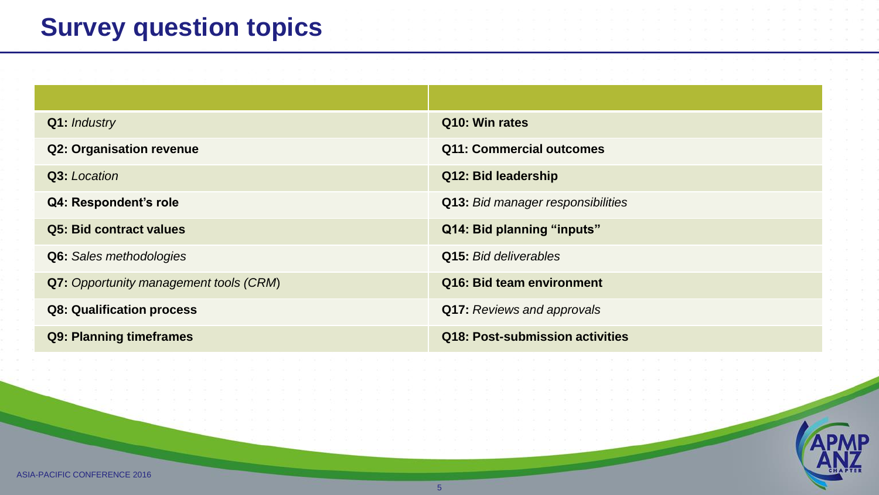# Survey question topics

| | |
|---|---|
| **Q1:** *Industry* | **Q10: Win rates** |
| **Q2: Organisation revenue** | **Q11: Commercial outcomes** |
| **Q3:** *Location* | **Q12: Bid leadership** |
| **Q4: Respondent's role** | **Q13:** *Bid manager responsibilities* |
| **Q5: Bid contract values** | **Q14: Bid planning "inputs"** |
| **Q6:** *Sales methodologies* | **Q15:** *Bid deliverables* |
| **Q7:** *Opportunity management tools (CRM*) | **Q16: Bid team environment** |
| **Q8: Qualification process** | **Q17:** *Reviews and approvals* |
| **Q9: Planning timeframes** | **Q18: Post-submission activities** |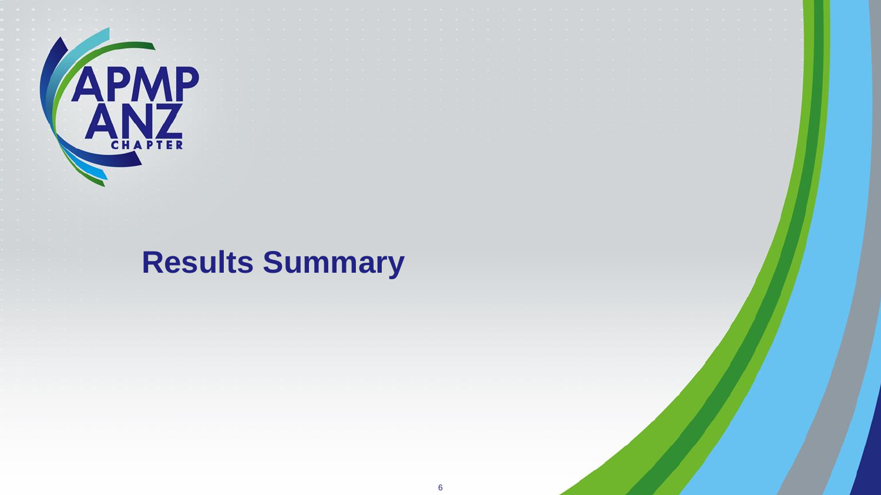# Results Summary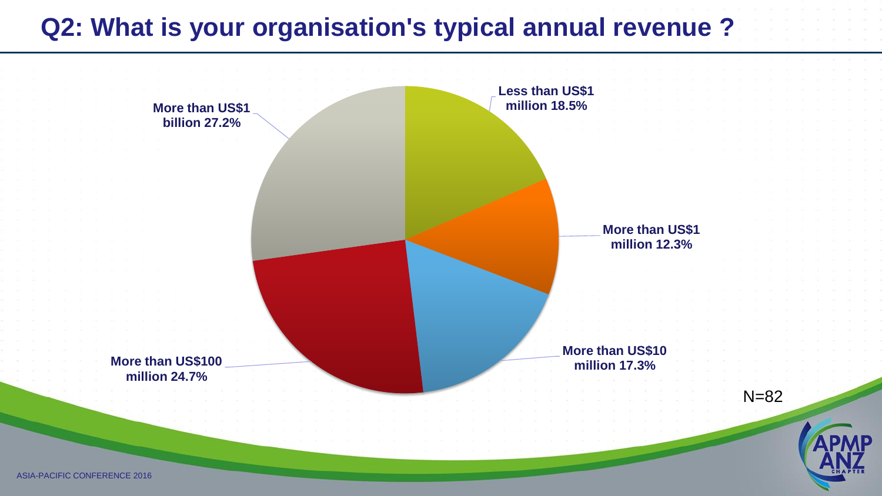# Q2: What is your organisation's typical annual revenue ?

- Less than US$1 million 18.5%
- More than US$1 million 12.3%
- More than US$10 million 17.3%
- More than US$100 million 24.7%
- More than US$1 billion 27.2%

N=82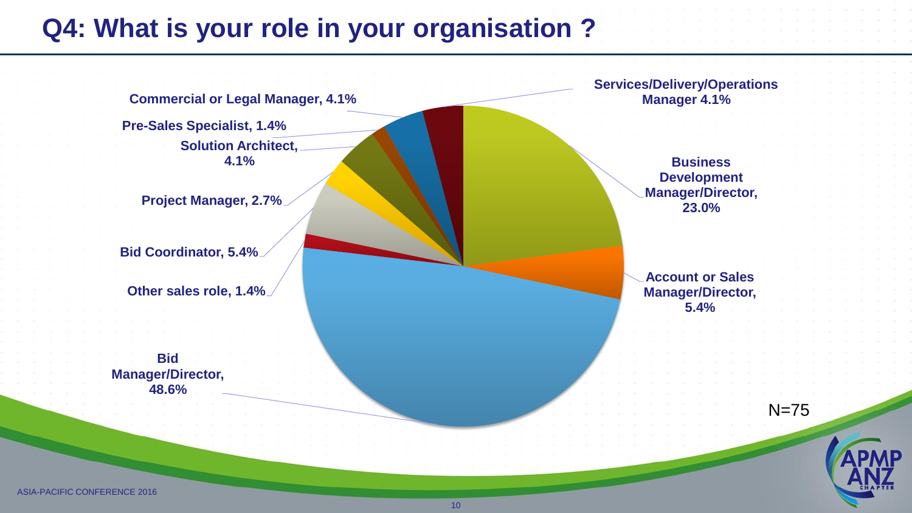# Q4: What is your role in your organisation ?

- Services/Delivery/Operations Manager 4.1%
- Business Development Manager/Director, 23.0%
- Account or Sales Manager/Director, 5.4%
- Bid Manager/Director, 48.6%
- Other sales role, 1.4%
- Bid Coordinator, 5.4%
- Project Manager, 2.7%
- Solution Architect, 4.1%
- Pre-Sales Specialist, 1.4%
- Commercial or Legal Manager, 4.1%

N=75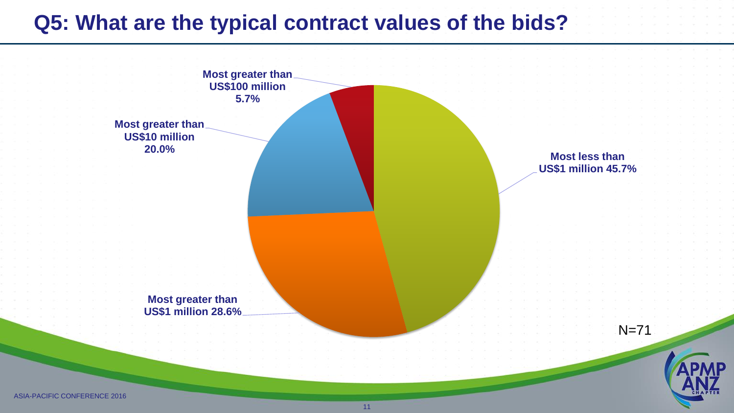# Q5: What are the typical contract values of the bids?

- Most less than US$1 million 45.7%
- Most greater than US$1 million 28.6%
- Most greater than US$10 million 20.0%
- Most greater than US$100 million 5.7%

N=71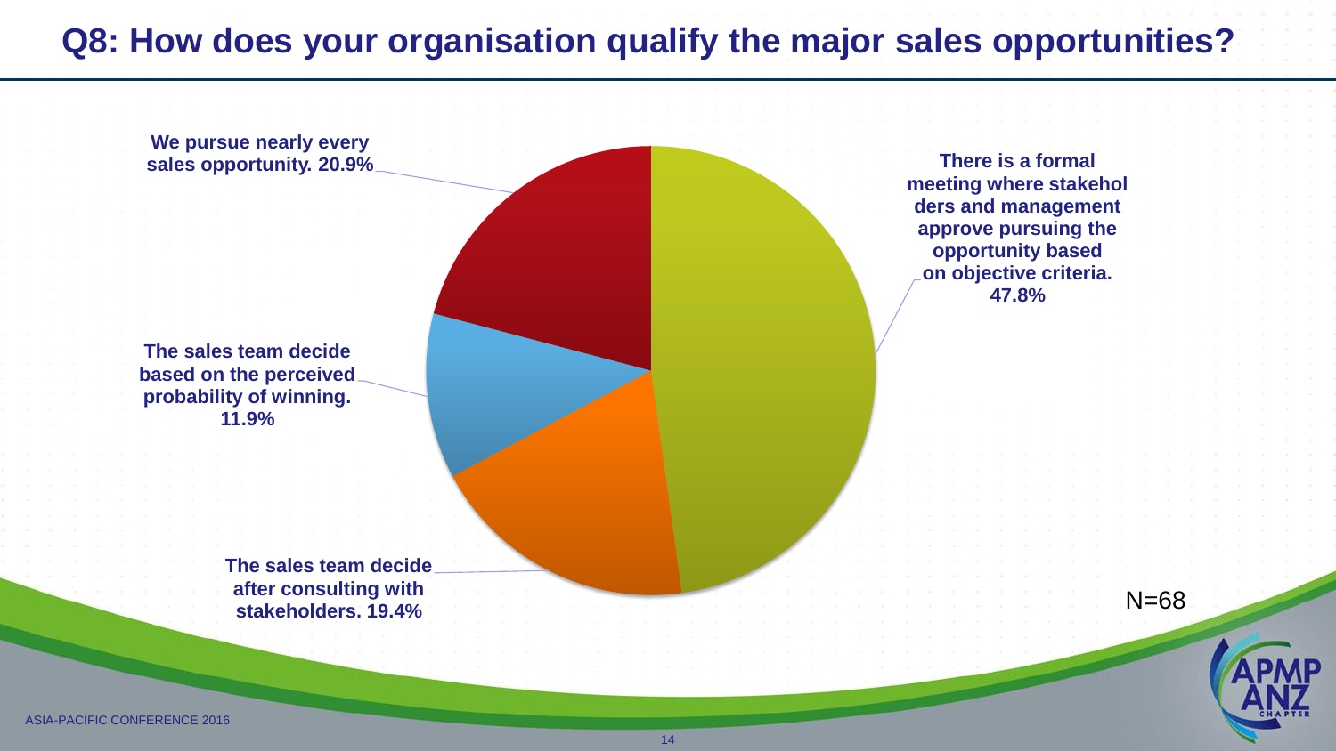# Q8: How does your organisation qualify the major sales opportunities?

- There is a formal meeting where stakeholders and management approve pursuing the opportunity based on objective criteria. 47.8%
- The sales team decide after consulting with stakeholders. 19.4%
- The sales team decide based on the perceived probability of winning. 11.9%
- We pursue nearly every sales opportunity. 20.9%

N=68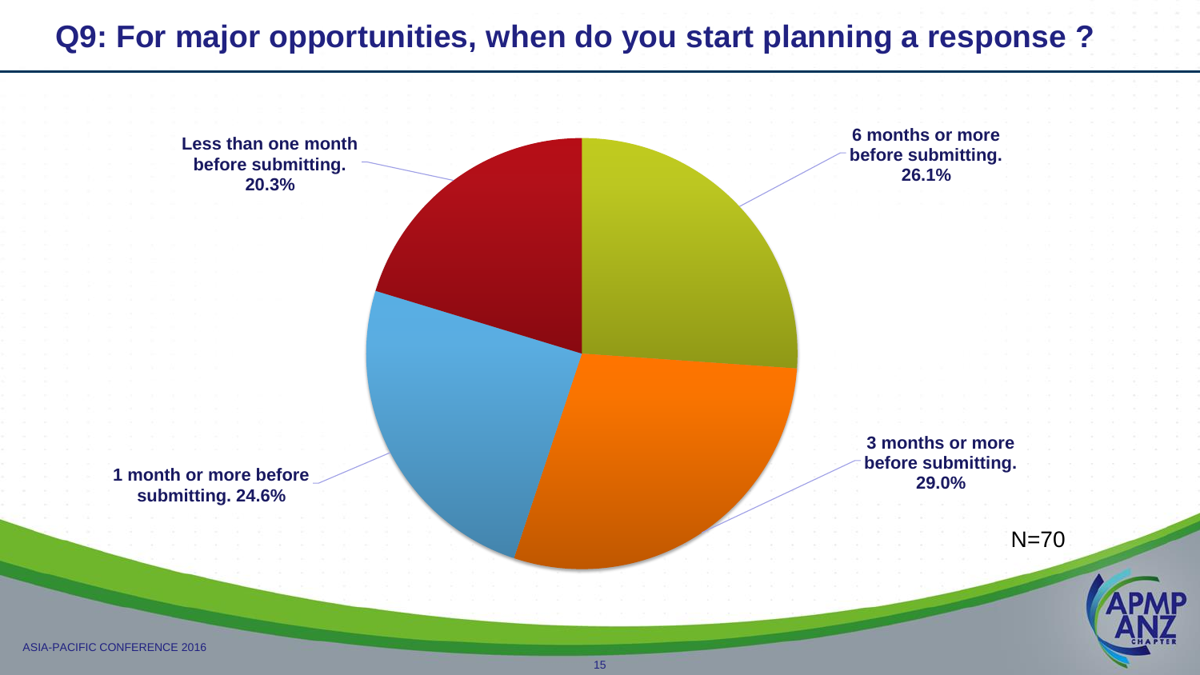# Q9: For major opportunities, when do you start planning a response ?

6 months or more before submitting. 26.1%

3 months or more before submitting. 29.0%

1 month or more before submitting. 24.6%

Less than one month before submitting. 20.3%

N=70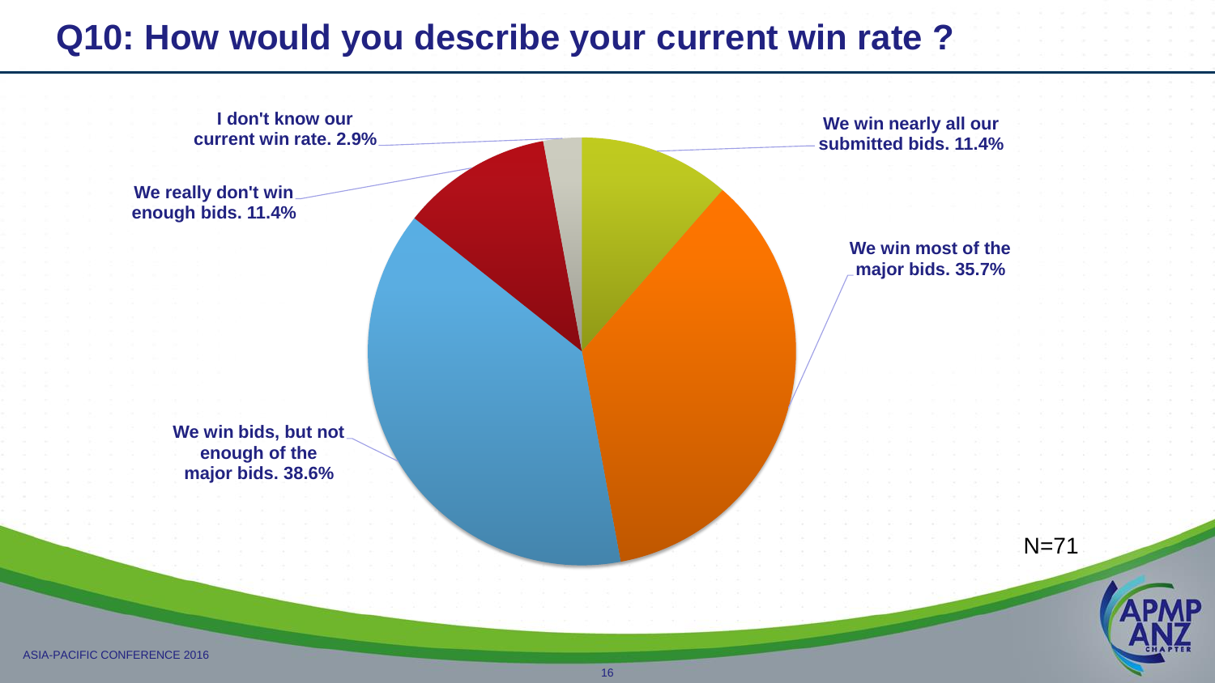# Q10: How would you describe your current win rate ?

- We win nearly all our submitted bids. 11.4%
- We win most of the major bids. 35.7%
- We win bids, but not enough of the major bids. 38.6%
- We really don't win enough bids. 11.4%
- I don't know our current win rate. 2.9%

N=71

ASIA-PACIFIC CONFERENCE 2016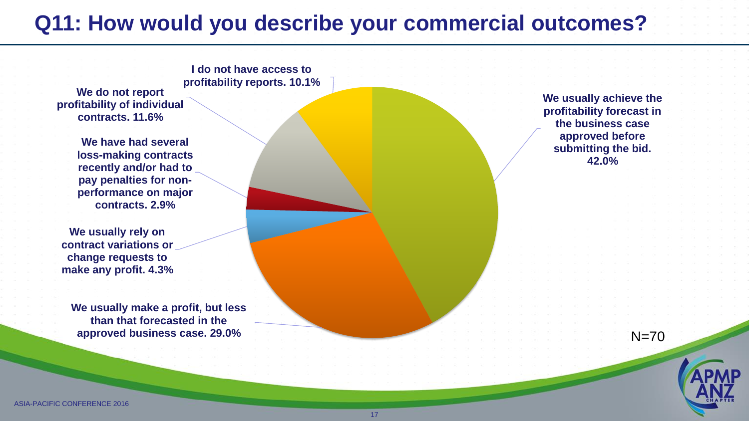# Q11: How would you describe your commercial outcomes?

- We usually achieve the profitability forecast in the business case approved before submitting the bid. 42.0%
- We usually make a profit, but less than that forecasted in the approved business case. 29.0%
- We usually rely on contract variations or change requests to make any profit. 4.3%
- We have had several loss-making contracts recently and/or had to pay penalties for non-performance on major contracts. 2.9%
- We do not report profitability of individual contracts. 11.6%
- I do not have access to profitability reports. 10.1%

N=70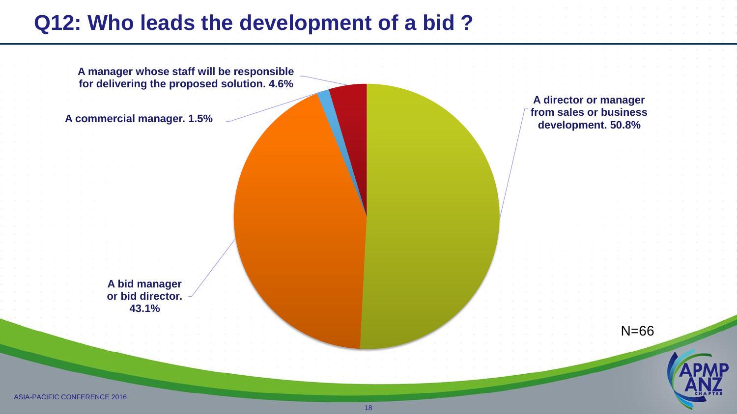# Q12: Who leads the development of a bid ?

A director or manager from sales or business development. 50.8%

A bid manager or bid director. 43.1%

A commercial manager. 1.5%

A manager whose staff will be responsible for delivering the proposed solution. 4.6%

N=66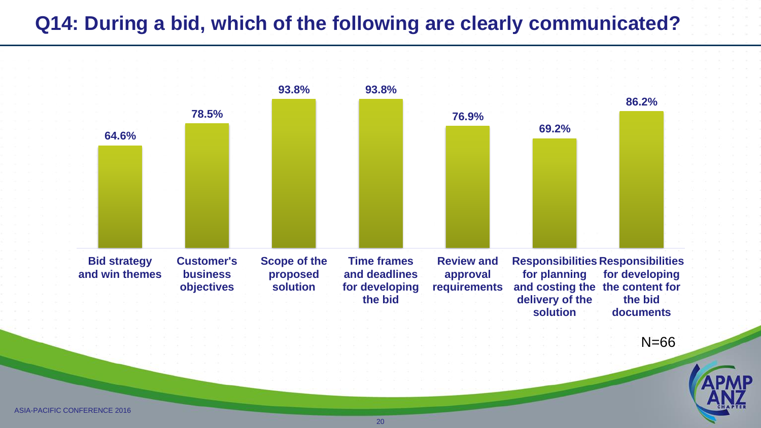# Q14: During a bid, which of the following are clearly communicated?

| Item | % |
|---|---|
| Bid strategy and win themes | 64.6% |
| Customer's business objectives | 78.5% |
| Scope of the proposed solution | 93.8% |
| Time frames and deadlines for developing the bid | 93.8% |
| Review and approval requirements | 76.9% |
| Responsibilities for planning and costing the delivery of the solution | 69.2% |
| Responsibilities for developing the content for the bid documents | 86.2% |

N=66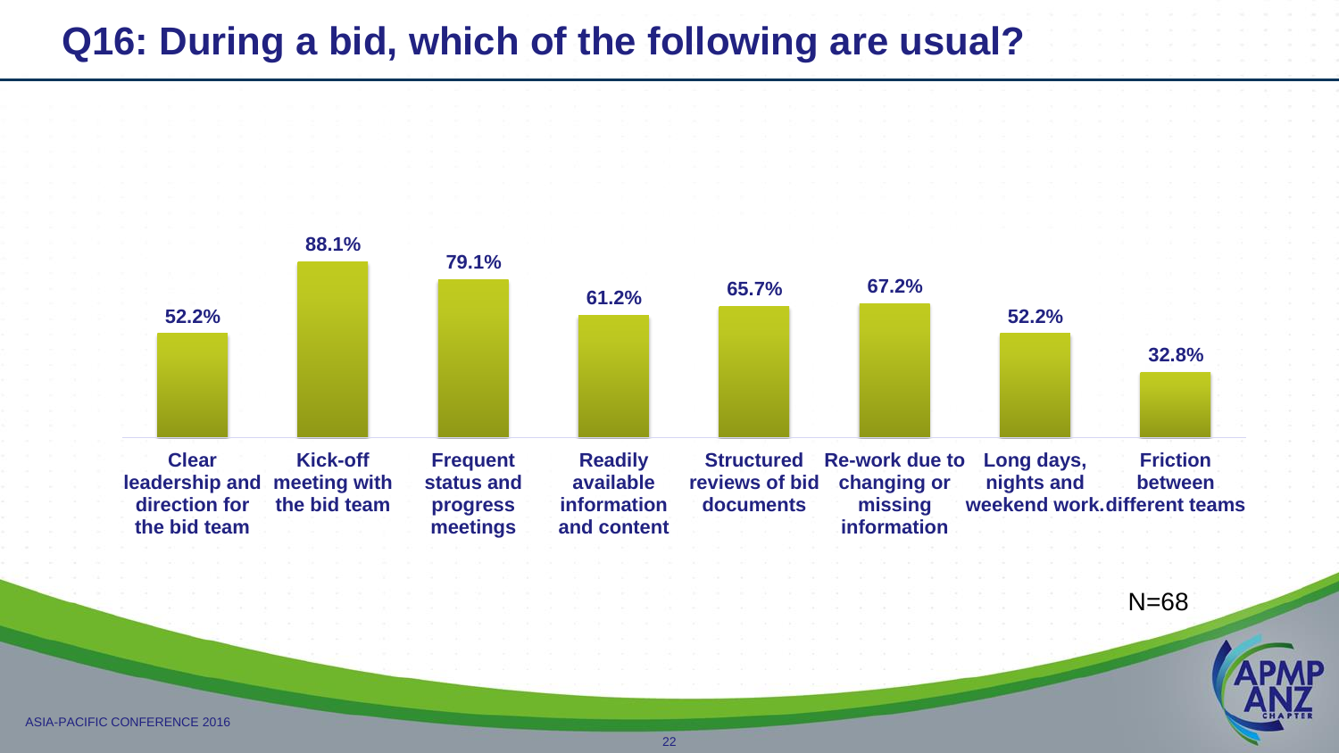# Q16: During a bid, which of the following are usual?

| Item | Percentage |
|---|---|
| Clear leadership and direction for the bid team | 52.2% |
| Kick-off meeting with the bid team | 88.1% |
| Frequent status and progress meetings | 79.1% |
| Readily available information and content | 61.2% |
| Structured reviews of bid documents | 65.7% |
| Re-work due to changing or missing information | 67.2% |
| Long days, nights and weekend work. | 52.2% |
| Friction between different teams | 32.8% |

N=68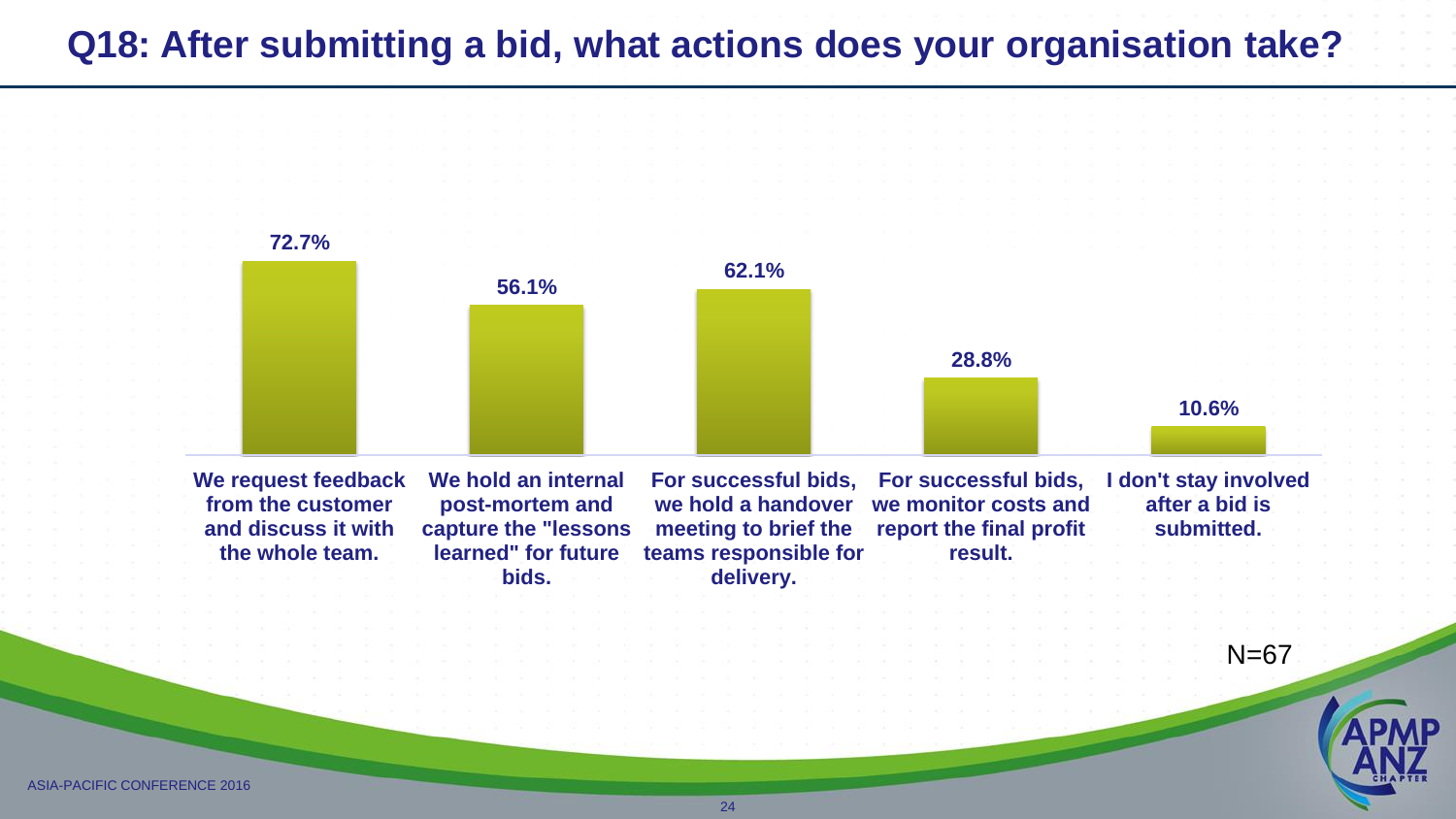# Q18: After submitting a bid, what actions does your organisation take?

| Action | Percentage |
| --- | --- |
| We request feedback from the customer and discuss it with the whole team. | 72.7% |
| We hold an internal post-mortem and capture the "lessons learned" for future bids. | 56.1% |
| For successful bids, we hold a handover meeting to brief the teams responsible for delivery. | 62.1% |
| For successful bids, we monitor costs and report the final profit result. | 28.8% |
| I don't stay involved after a bid is submitted. | 10.6% |

N=67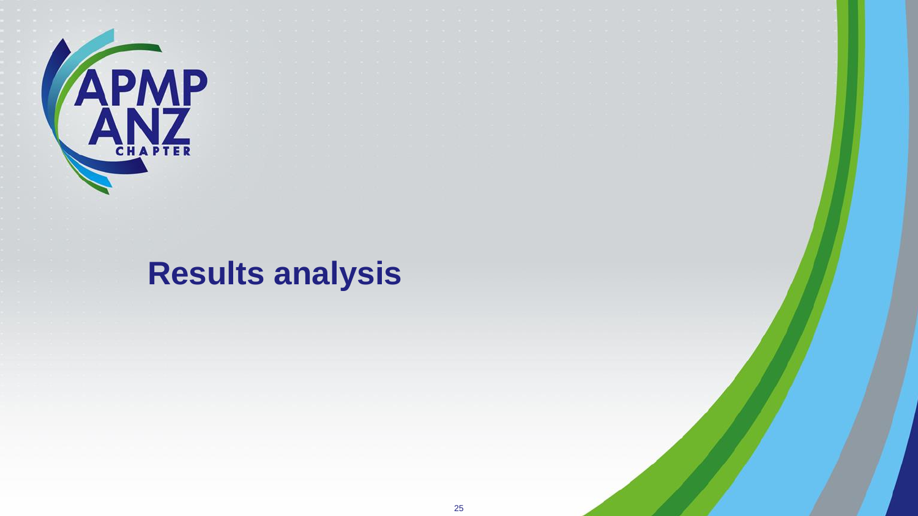# Results analysis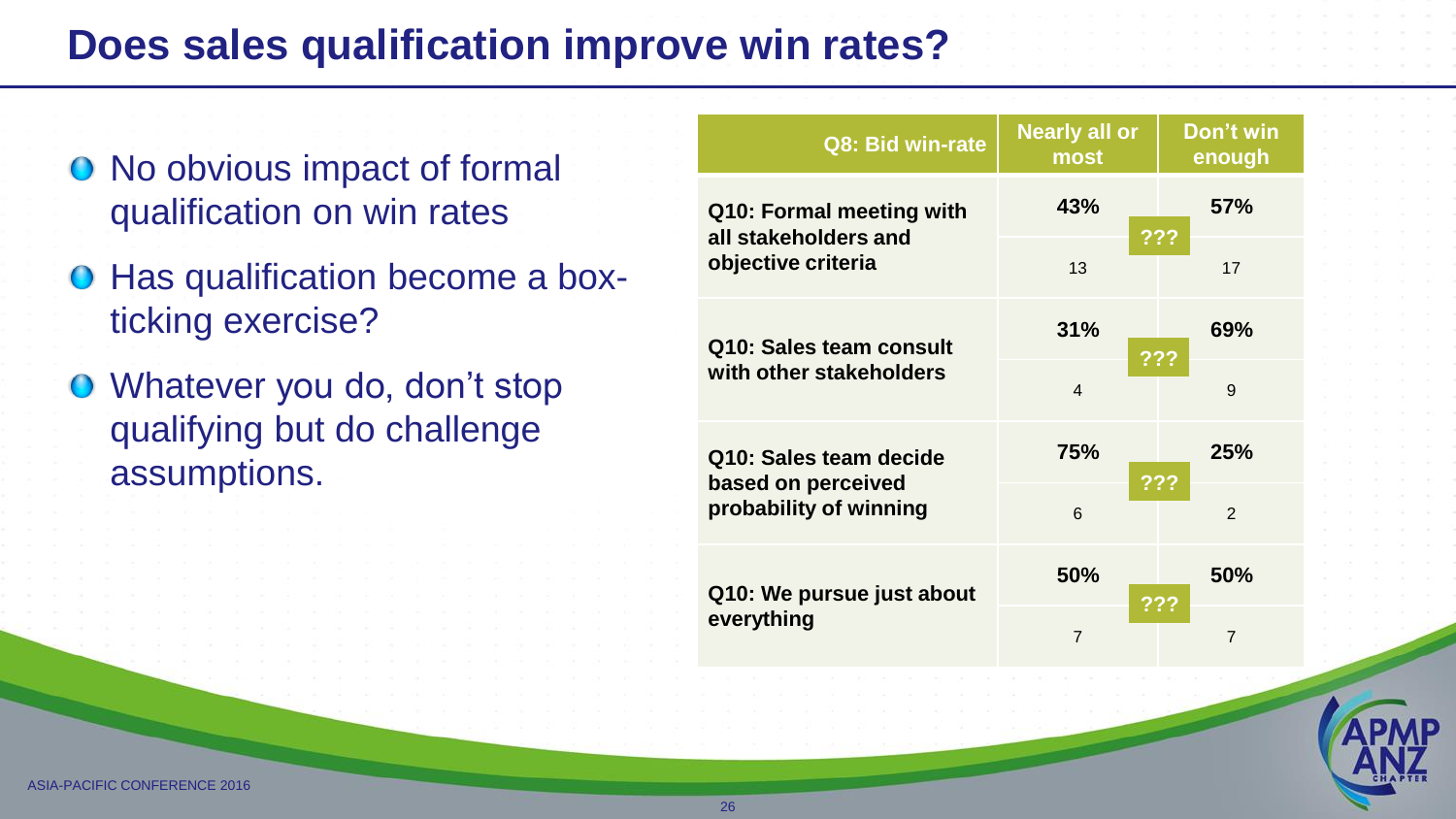# Does sales qualification improve win rates?

- No obvious impact of formal qualification on win rates
- Has qualification become a box-ticking exercise?
- Whatever you do, don't stop qualifying but do challenge assumptions.

| Q8: Bid win-rate | Nearly all or most | | Don't win enough |
|---|---|---|---|
| Q10: Formal meeting with all stakeholders and objective criteria | 43% | ??? | 57% |
| | 13 | | 17 |
| Q10: Sales team consult with other stakeholders | 31% | ??? | 69% |
| | 4 | | 9 |
| Q10: Sales team decide based on perceived probability of winning | 75% | ??? | 25% |
| | 6 | | 2 |
| Q10: We pursue just about everything | 50% | ??? | 50% |
| | 7 | | 7 |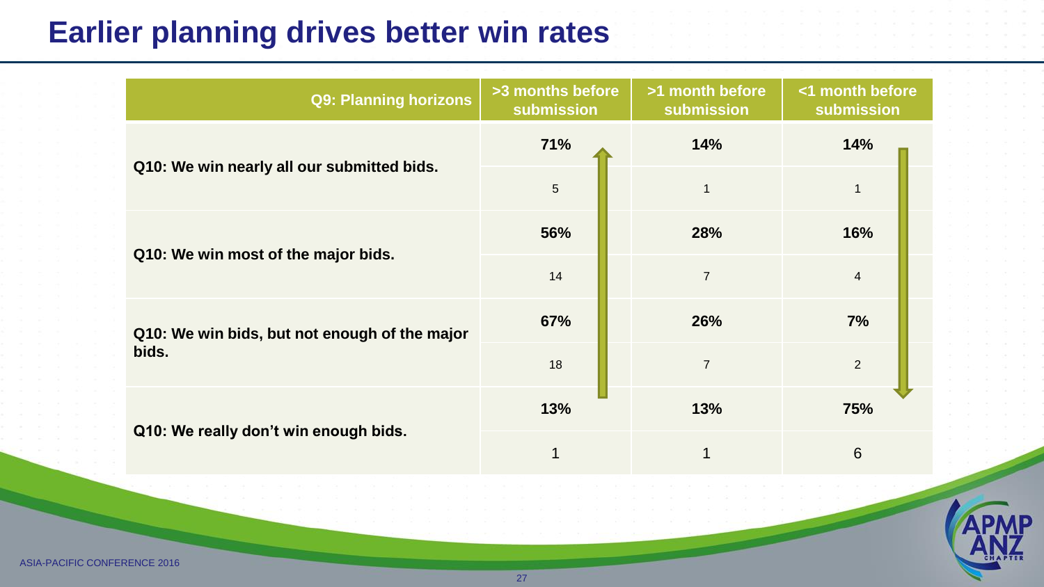# Earlier planning drives better win rates

| Q9: Planning horizons | >3 months before submission | >1 month before submission | <1 month before submission |
|---|---|---|---|
| Q10: We win nearly all our submitted bids. | **71%** | **14%** | **14%** |
| | 5 | 1 | 1 |
| Q10: We win most of the major bids. | **56%** | **28%** | **16%** |
| | 14 | 7 | 4 |
| Q10: We win bids, but not enough of the major bids. | **67%** | **26%** | **7%** |
| | 18 | 7 | 2 |
| Q10: We really don't win enough bids. | **13%** | **13%** | **75%** |
| | 1 | 1 | 6 |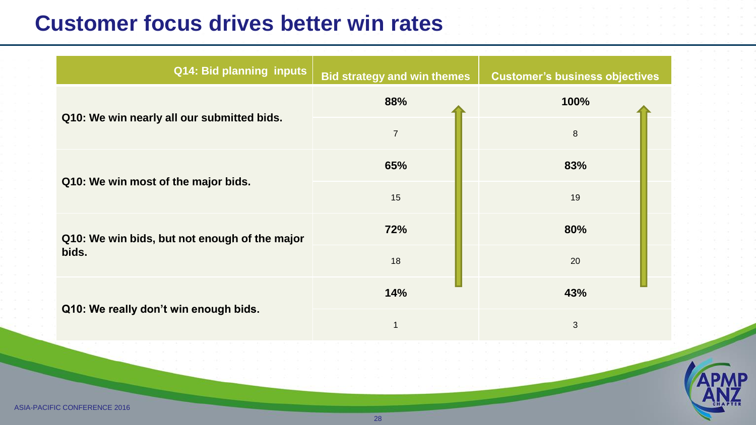# Customer focus drives better win rates

| Q14: Bid planning inputs | Bid strategy and win themes | Customer's business objectives |
|---|---|---|
| Q10: We win nearly all our submitted bids. | **88%** | **100%** |
| | 7 | 8 |
| Q10: We win most of the major bids. | **65%** | **83%** |
| | 15 | 19 |
| Q10: We win bids, but not enough of the major bids. | **72%** | **80%** |
| | 18 | 20 |
| Q10: We really don't win enough bids. | **14%** | **43%** |
| | 1 | 3 |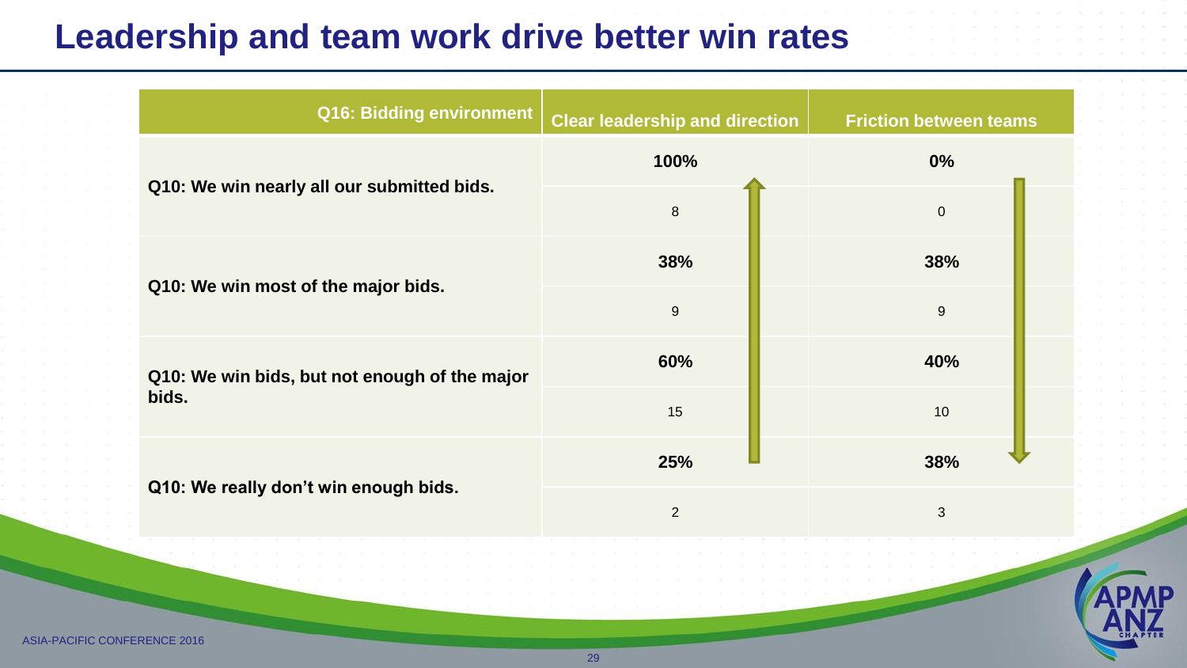# Leadership and team work drive better win rates

| Q16: Bidding environment | Clear leadership and direction | Friction between teams |
|---|---|---|
| Q10: We win nearly all our submitted bids. | **100%** | **0%** |
| | 8 | 0 |
| Q10: We win most of the major bids. | **38%** | **38%** |
| | 9 | 9 |
| Q10: We win bids, but not enough of the major bids. | **60%** | **40%** |
| | 15 | 10 |
| Q10: We really don't win enough bids. | **25%** | **38%** |
| | 2 | 3 |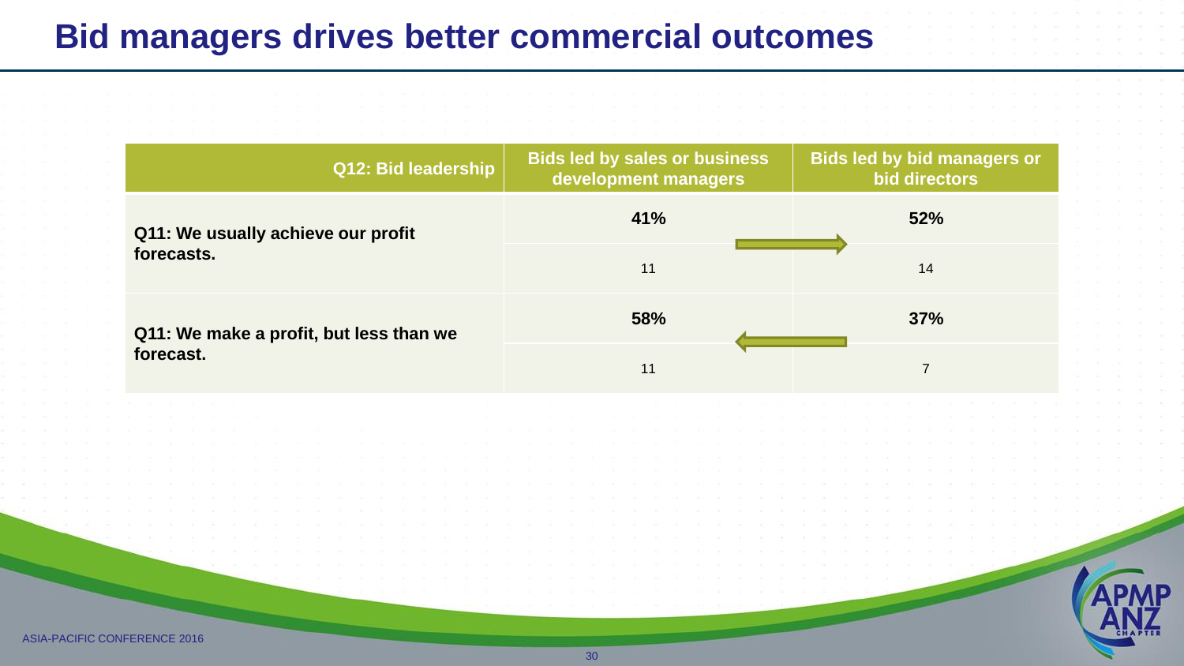# Bid managers drives better commercial outcomes

| Q12: Bid leadership | Bids led by sales or business development managers | Bids led by bid managers or bid directors |
| --- | --- | --- |
| **Q11: We usually achieve our profit forecasts.** | **41%** | **52%** |
| | 11 | 14 |
| **Q11: We make a profit, but less than we forecast.** | **58%** | **37%** |
| | 11 | 7 |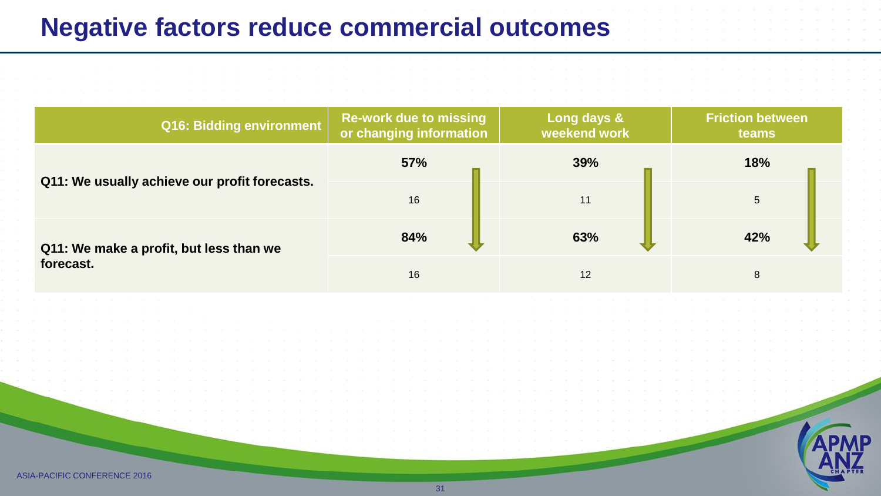# Negative factors reduce commercial outcomes

| Q16: Bidding environment | Re-work due to missing or changing information | Long days & weekend work | Friction between teams |
|---|---|---|---|
| Q11: We usually achieve our profit forecasts. | **57%** | **39%** | **18%** |
| | 16 | 11 | 5 |
| Q11: We make a profit, but less than we forecast. | **84%** | **63%** | **42%** |
| | 16 | 12 | 8 |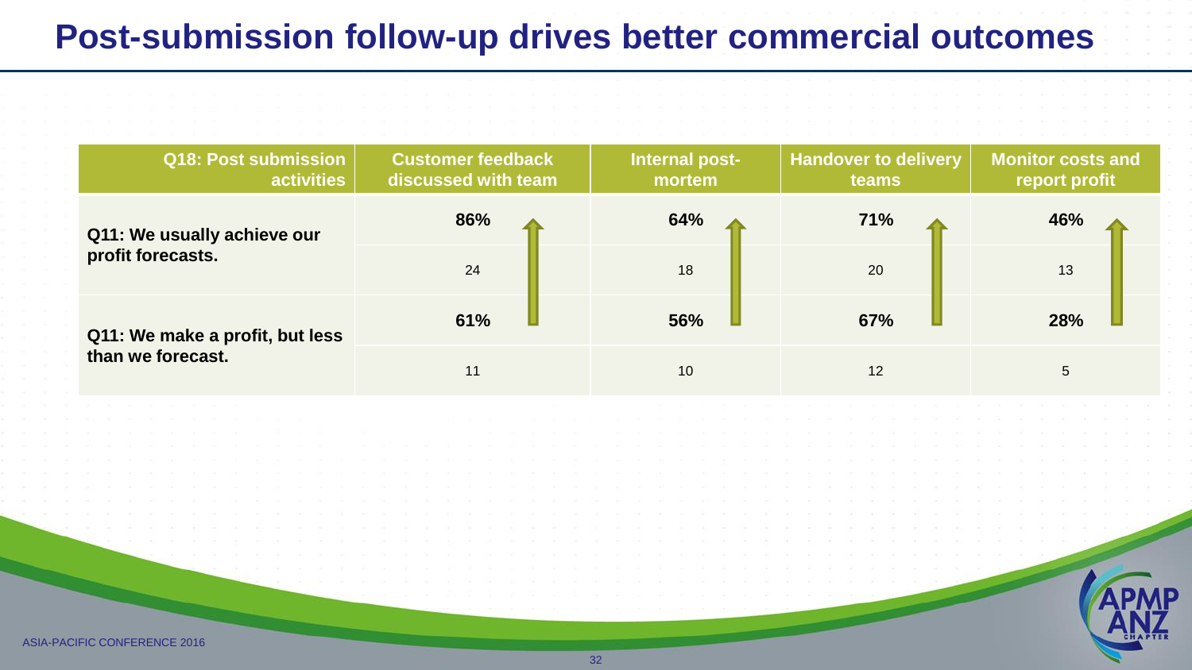# Post-submission follow-up drives better commercial outcomes

| Q18: Post submission activities | Customer feedback discussed with team | Internal post-mortem | Handover to delivery teams | Monitor costs and report profit |
|---|---|---|---|---|
| Q11: We usually achieve our profit forecasts. | **86%** | **64%** | **71%** | **46%** |
| | 24 | 18 | 20 | 13 |
| Q11: We make a profit, but less than we forecast. | **61%** | **56%** | **67%** | **28%** |
| | 11 | 10 | 12 | 5 |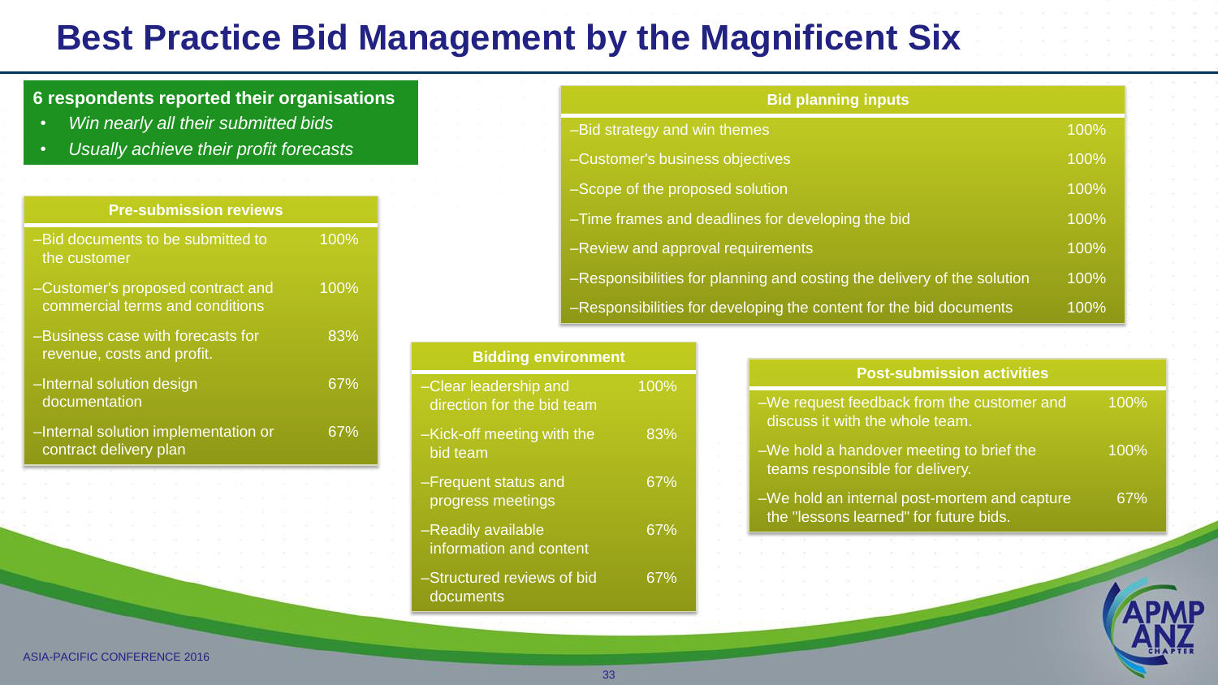# Best Practice Bid Management by the Magnificent Six

**6 respondents reported their organisations**

- *Win nearly all their submitted bids*
- *Usually achieve their profit forecasts*

| Bid planning inputs | |
|---|---|
| –Bid strategy and win themes | 100% |
| –Customer's business objectives | 100% |
| –Scope of the proposed solution | 100% |
| –Time frames and deadlines for developing the bid | 100% |
| –Review and approval requirements | 100% |
| –Responsibilities for planning and costing the delivery of the solution | 100% |
| –Responsibilities for developing the content for the bid documents | 100% |

| Pre-submission reviews | |
|---|---|
| –Bid documents to be submitted to the customer | 100% |
| –Customer's proposed contract and commercial terms and conditions | 100% |
| –Business case with forecasts for revenue, costs and profit. | 83% |
| –Internal solution design documentation | 67% |
| –Internal solution implementation or contract delivery plan | 67% |

| Bidding environment | |
|---|---|
| –Clear leadership and direction for the bid team | 100% |
| –Kick-off meeting with the bid team | 83% |
| –Frequent status and progress meetings | 67% |
| –Readily available information and content | 67% |
| –Structured reviews of bid documents | 67% |

| Post-submission activities | |
|---|---|
| –We request feedback from the customer and discuss it with the whole team. | 100% |
| –We hold a handover meeting to brief the teams responsible for delivery. | 100% |
| –We hold an internal post-mortem and capture the "lessons learned" for future bids. | 67% |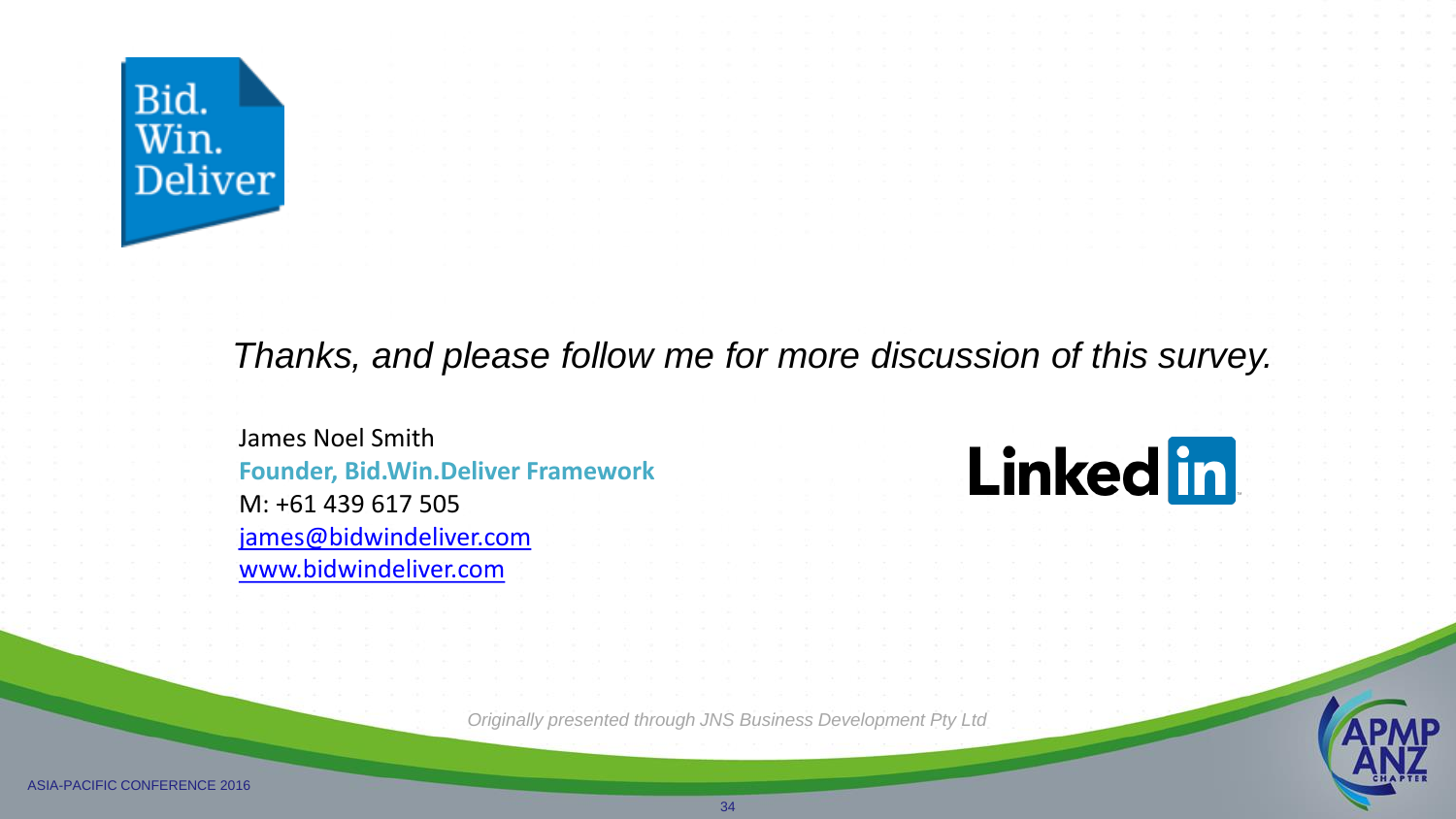*Thanks, and please follow me for more discussion of this survey.*

James Noel Smith
**Founder, Bid.Win.Deliver Framework**
M: +61 439 617 505
[james@bidwindeliver.com](mailto:james@bidwindeliver.com)
[www.bidwindeliver.com](http://www.bidwindeliver.com)

*Originally presented through JNS Business Development Pty Ltd*